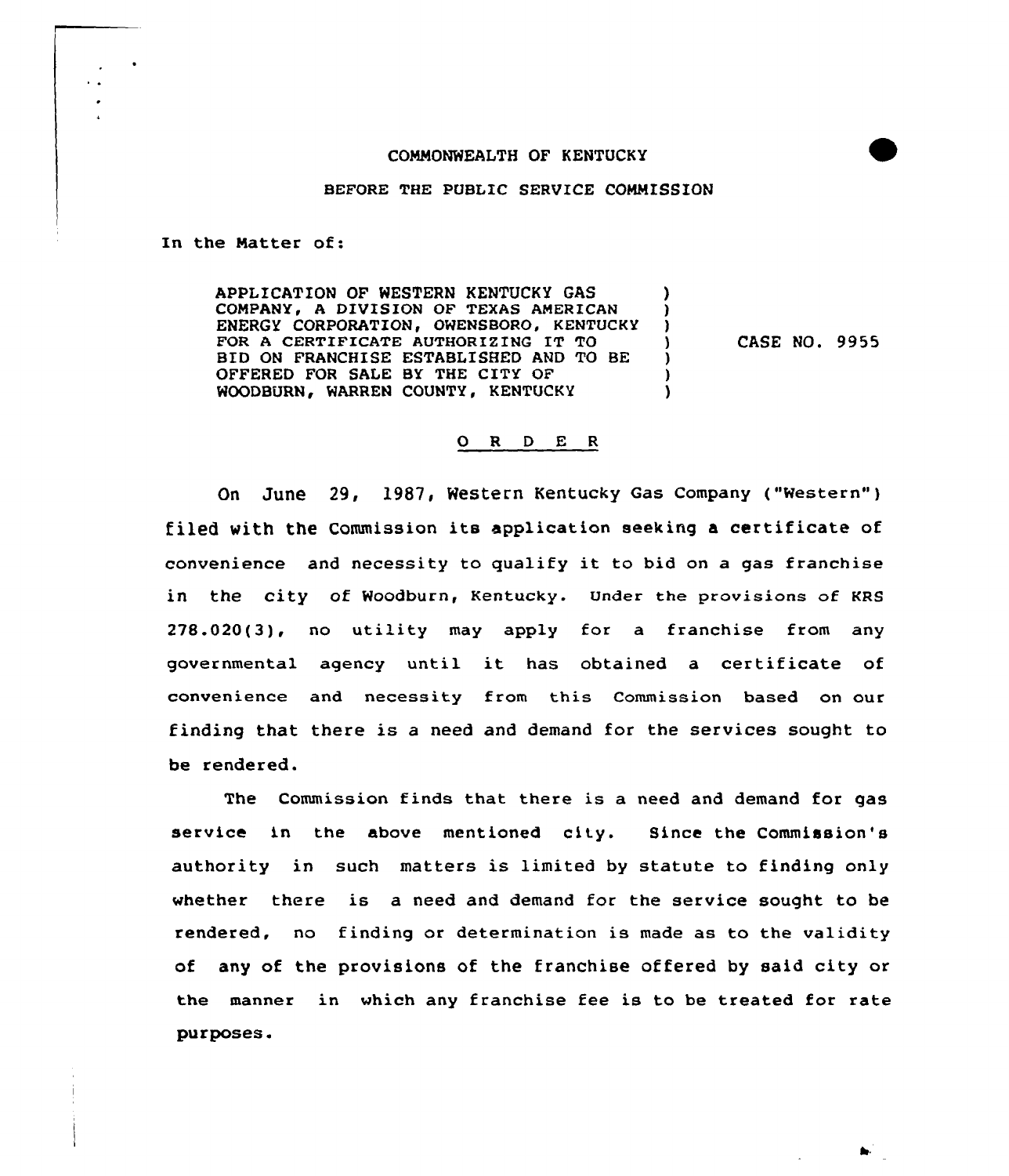COMMONWEALTH OF KENTUCKY

BEFORE THE PUBLIC SERVICE COMMISSION

In the Matter of:

APPLICATION OF WESTERN KENTUCKY GAS COMPANY, A DIVISION OF TEXAS AMERICAN ENERGY CORPORATION, OWENSBORO, KENTUCKY FOR A CERTIFICATE AUTHORIZING IT TO BID ON FRANCHISE ESTABLISHED AND TO BE OFFERED FOR SALE BY THE CITY OF WOODBURN, WARREN COUNTY, KENTUCKY ) CASE NO. 9955

O R D E R

On June 29, 1987, Western Kentucky Gas Company ("Western") filed with the Commission its application seeking a certificate of convenience and necessity to qualify it to bid on a gas franchise in the city of Woodburn, Kentucky. Under the provisions of KRS 278.020(3), no utility may apply for a franchise from any governmental agency until it has obtained a certificate of convenience and necessity from this Commission based on our finding that there is a need and demand for the services sought to be rendered.

The Commission finds that there is a need and demand for gas service in the above mentioned city. Since the Commission's authority in such matters is limited by statute to finding only whether there is a need and demand for the service sought to be rendered, no finding or determination is made as to the validity of any of the provisions of the franchise offered by said city or the manner in which any franchise fee is to be treated for rate purposes.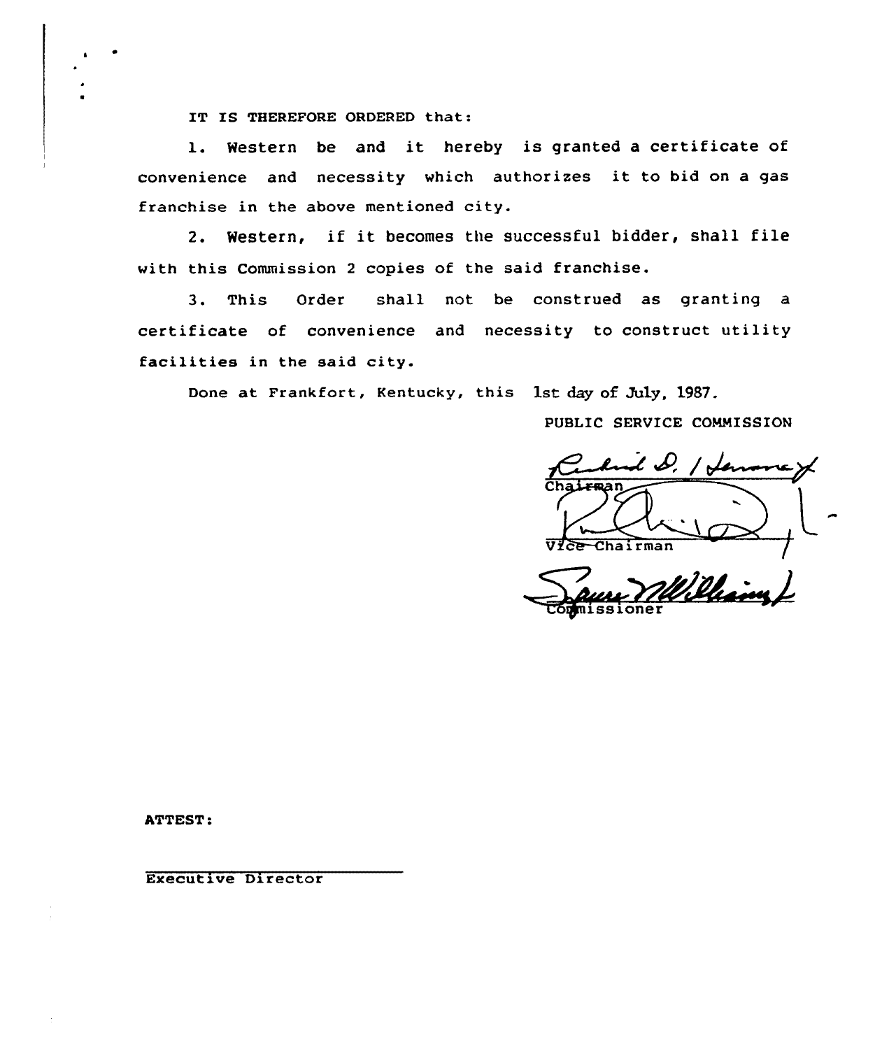IT IS THEREFORE ORDERED that:

1. Western be and it hereby is granted a certificate of convenience and necessity which authorizes it to bid on a gas franchise in the above mentioned city.

2. Western, if it becomes the successful bidder, shall file with this Commission 2 copies of the said franchise.

3. This Order shall not be construed as granting a certificate of convenience and necessity to construct utility facilities in the said city.

Done at Frankfort, Kentucky, this 1st day of July, 1987.

PUBLIC SERVICE COMMISSION

Chairman

Vice Chairman

Commissioner

ATTEST:

Executive Director